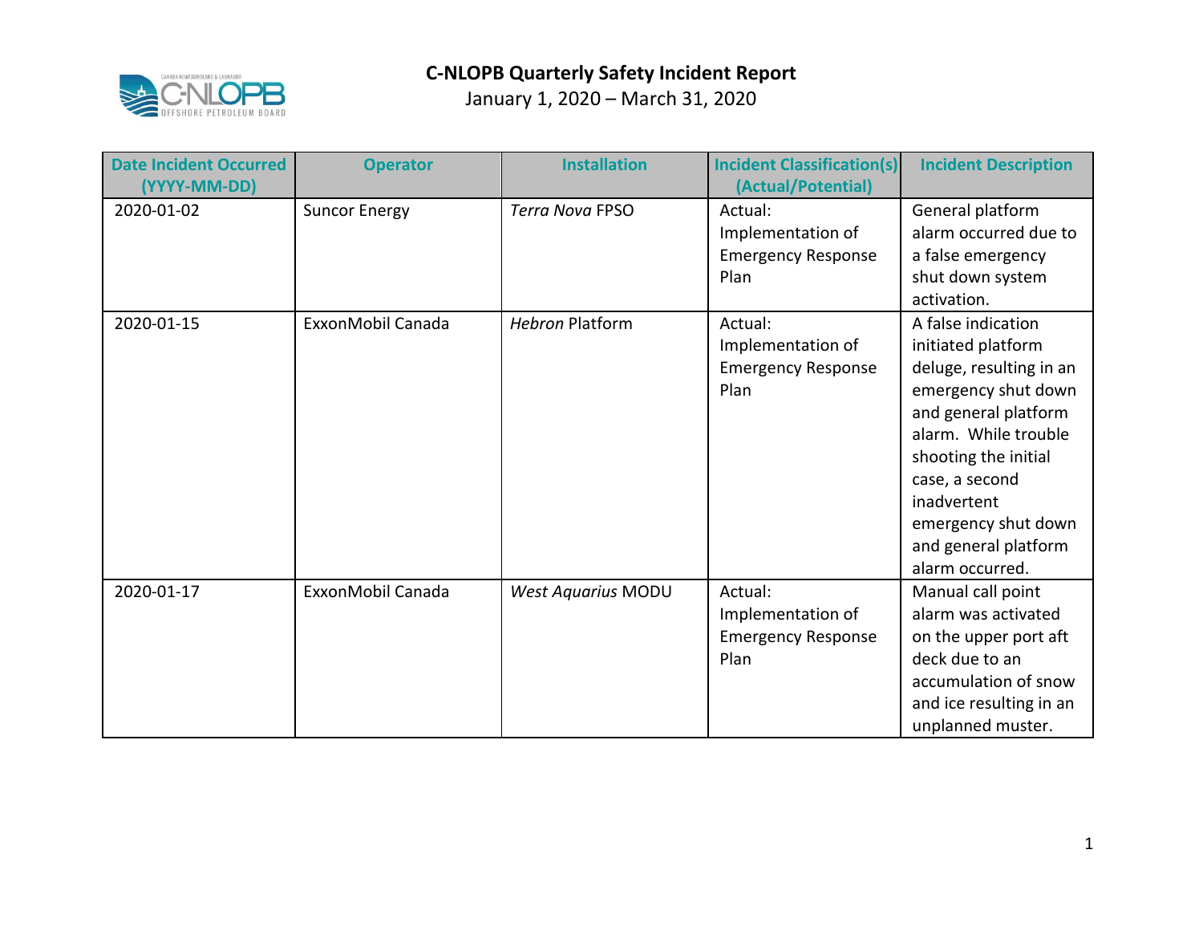# C-NLOPB Quarterly Safety Incident Report

January 1, 2020 – March 31, 2020

| Date Incident Occurred (YYYY-MM-DD) | Operator | Installation | Incident Classification(s) (Actual/Potential) | Incident Description |
|---|---|---|---|---|
| 2020-01-02 | Suncor Energy | *Terra Nova* FPSO | Actual: Implementation of Emergency Response Plan | General platform alarm occurred due to a false emergency shut down system activation. |
| 2020-01-15 | ExxonMobil Canada | *Hebron* Platform | Actual: Implementation of Emergency Response Plan | A false indication initiated platform deluge, resulting in an emergency shut down and general platform alarm. While trouble shooting the initial case, a second inadvertent emergency shut down and general platform alarm occurred. |
| 2020-01-17 | ExxonMobil Canada | *West Aquarius* MODU | Actual: Implementation of Emergency Response Plan | Manual call point alarm was activated on the upper port aft deck due to an accumulation of snow and ice resulting in an unplanned muster. |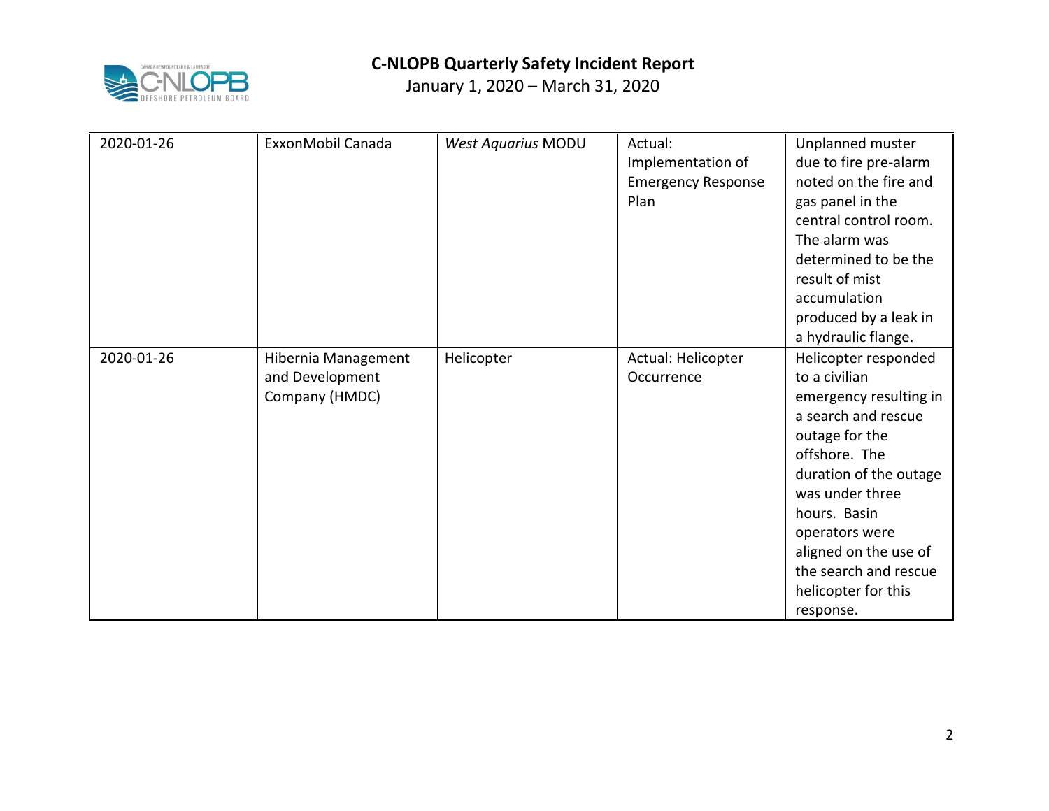| | | | | |
|---|---|---|---|---|
| 2020-01-26 | ExxonMobil Canada | *West Aquarius* MODU | Actual: Implementation of Emergency Response Plan | Unplanned muster due to fire pre-alarm noted on the fire and gas panel in the central control room. The alarm was determined to be the result of mist accumulation produced by a leak in a hydraulic flange. |
| 2020-01-26 | Hibernia Management and Development Company (HMDC) | Helicopter | Actual: Helicopter Occurrence | Helicopter responded to a civilian emergency resulting in a search and rescue outage for the offshore. The duration of the outage was under three hours. Basin operators were aligned on the use of the search and rescue helicopter for this response. |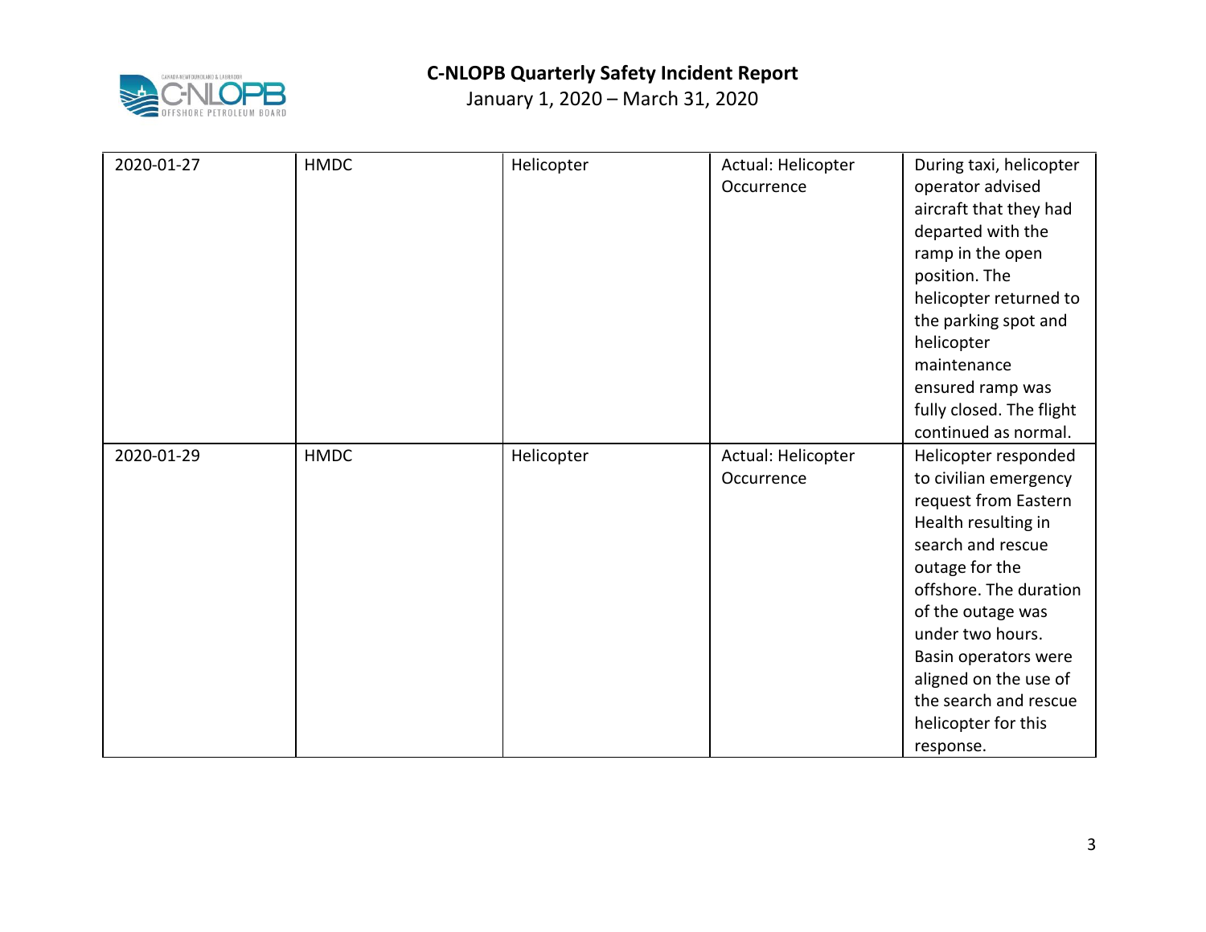| 2020-01-27 | HMDC | Helicopter | Actual: Helicopter Occurrence | During taxi, helicopter operator advised aircraft that they had departed with the ramp in the open position. The helicopter returned to the parking spot and helicopter maintenance ensured ramp was fully closed. The flight continued as normal. |
|---|---|---|---|---|
| 2020-01-29 | HMDC | Helicopter | Actual: Helicopter Occurrence | Helicopter responded to civilian emergency request from Eastern Health resulting in search and rescue outage for the offshore. The duration of the outage was under two hours. Basin operators were aligned on the use of the search and rescue helicopter for this response. |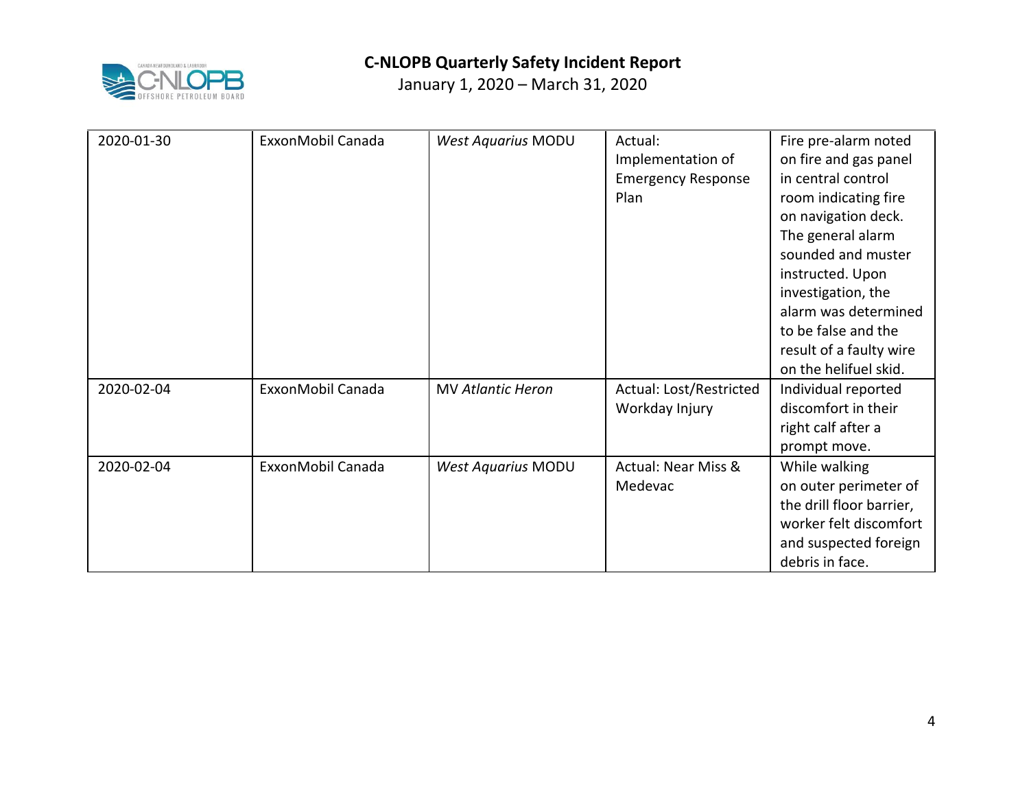| | | | | |
|---|---|---|---|---|
| 2020-01-30 | ExxonMobil Canada | *West Aquarius* MODU | Actual: Implementation of Emergency Response Plan | Fire pre-alarm noted on fire and gas panel in central control room indicating fire on navigation deck. The general alarm sounded and muster instructed. Upon investigation, the alarm was determined to be false and the result of a faulty wire on the helifuel skid. |
| 2020-02-04 | ExxonMobil Canada | MV *Atlantic Heron* | Actual: Lost/Restricted Workday Injury | Individual reported discomfort in their right calf after a prompt move. |
| 2020-02-04 | ExxonMobil Canada | *West Aquarius* MODU | Actual: Near Miss & Medevac | While walking on outer perimeter of the drill floor barrier, worker felt discomfort and suspected foreign debris in face. |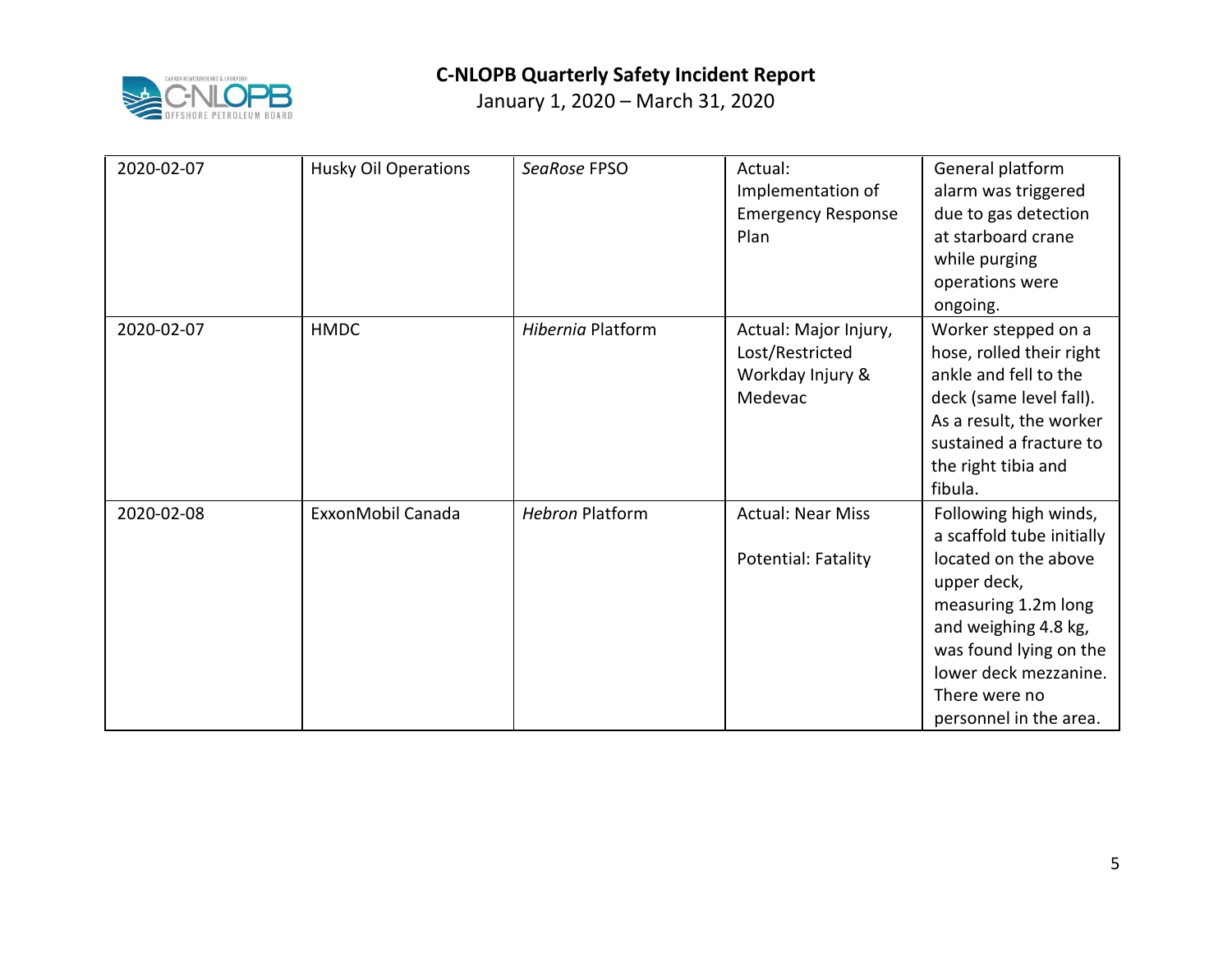| 2020-02-07 | Husky Oil Operations | *SeaRose* FPSO | Actual: Implementation of Emergency Response Plan | General platform alarm was triggered due to gas detection at starboard crane while purging operations were ongoing. |
|---|---|---|---|---|
| 2020-02-07 | HMDC | *Hibernia* Platform | Actual: Major Injury, Lost/Restricted Workday Injury & Medevac | Worker stepped on a hose, rolled their right ankle and fell to the deck (same level fall). As a result, the worker sustained a fracture to the right tibia and fibula. |
| 2020-02-08 | ExxonMobil Canada | *Hebron* Platform | Actual: Near Miss<br><br>Potential: Fatality | Following high winds, a scaffold tube initially located on the above upper deck, measuring 1.2m long and weighing 4.8 kg, was found lying on the lower deck mezzanine. There were no personnel in the area. |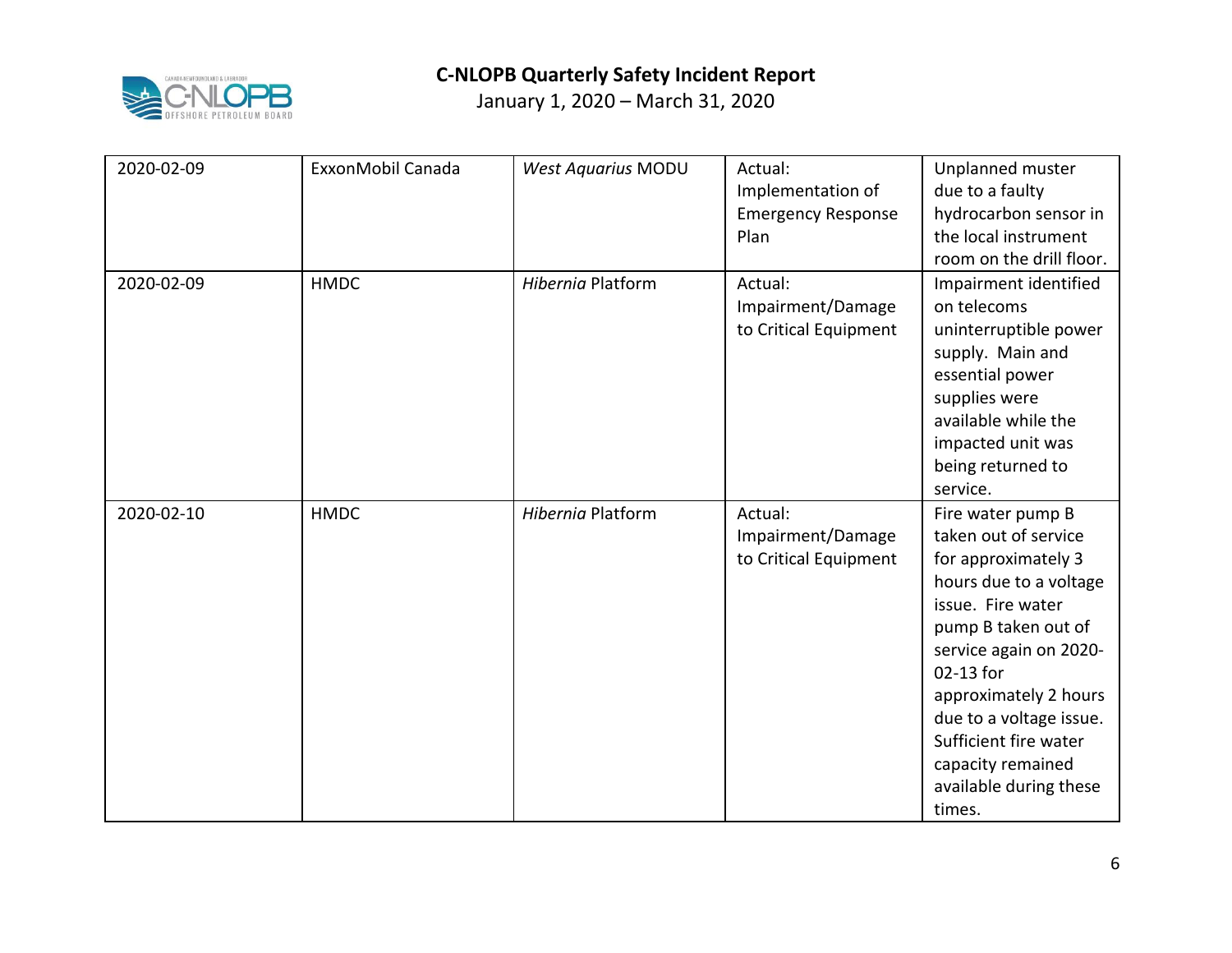| 2020-02-09 | ExxonMobil Canada | *West Aquarius* MODU | Actual: Implementation of Emergency Response Plan | Unplanned muster due to a faulty hydrocarbon sensor in the local instrument room on the drill floor. |
|---|---|---|---|---|
| 2020-02-09 | HMDC | *Hibernia* Platform | Actual: Impairment/Damage to Critical Equipment | Impairment identified on telecoms uninterruptible power supply. Main and essential power supplies were available while the impacted unit was being returned to service. |
| 2020-02-10 | HMDC | *Hibernia* Platform | Actual: Impairment/Damage to Critical Equipment | Fire water pump B taken out of service for approximately 3 hours due to a voltage issue. Fire water pump B taken out of service again on 2020-02-13 for approximately 2 hours due to a voltage issue. Sufficient fire water capacity remained available during these times. |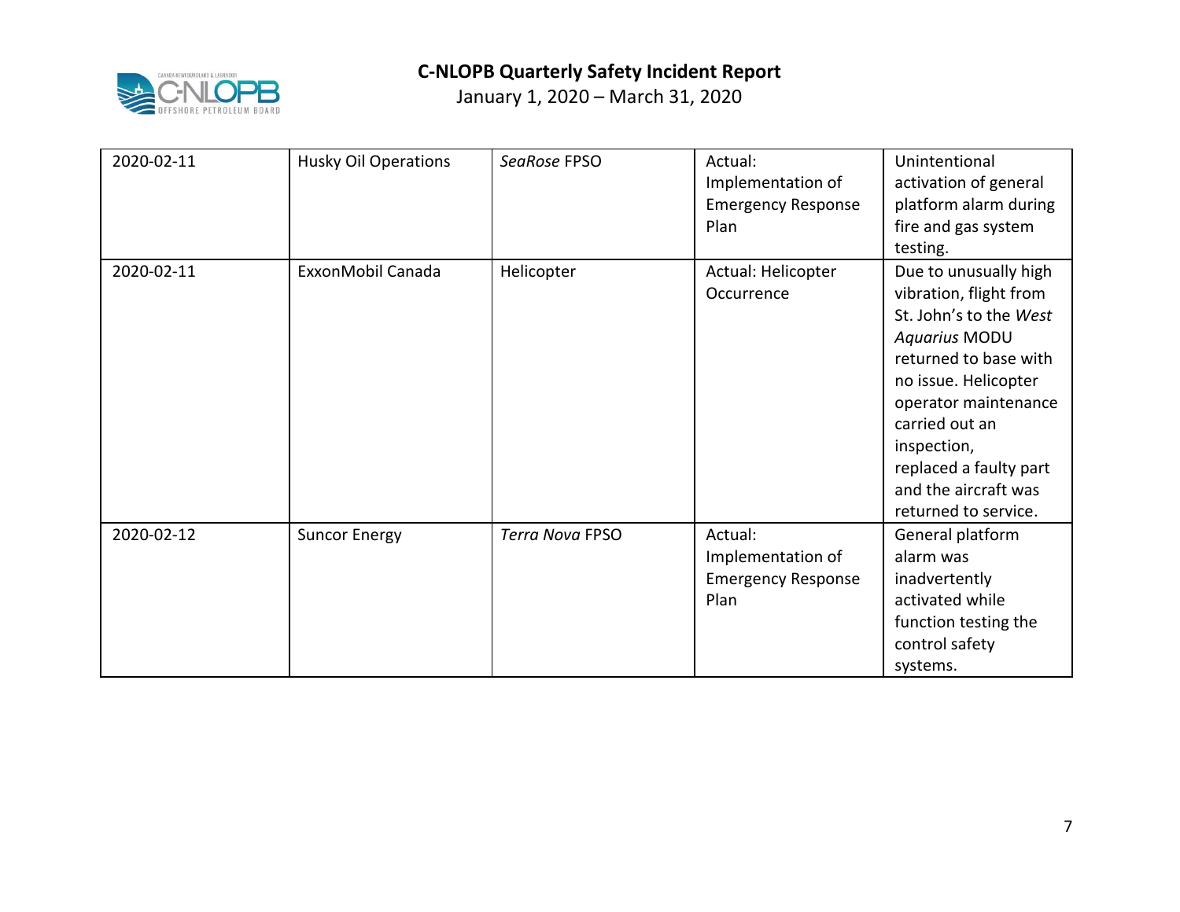| | | | | |
|---|---|---|---|---|
| 2020-02-11 | Husky Oil Operations | *SeaRose* FPSO | Actual: Implementation of Emergency Response Plan | Unintentional activation of general platform alarm during fire and gas system testing. |
| 2020-02-11 | ExxonMobil Canada | Helicopter | Actual: Helicopter Occurrence | Due to unusually high vibration, flight from St. John's to the *West Aquarius* MODU returned to base with no issue. Helicopter operator maintenance carried out an inspection, replaced a faulty part and the aircraft was returned to service. |
| 2020-02-12 | Suncor Energy | *Terra Nova* FPSO | Actual: Implementation of Emergency Response Plan | General platform alarm was inadvertently activated while function testing the control safety systems. |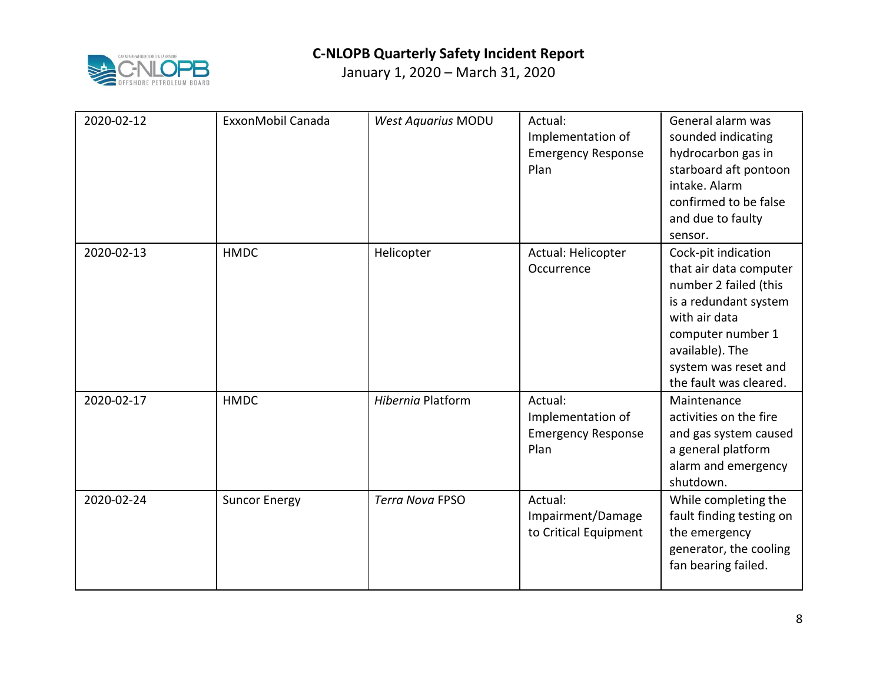| 2020-02-12 | ExxonMobil Canada | *West Aquarius* MODU | Actual: Implementation of Emergency Response Plan | General alarm was sounded indicating hydrocarbon gas in starboard aft pontoon intake. Alarm confirmed to be false and due to faulty sensor. |
|---|---|---|---|---|
| 2020-02-13 | HMDC | Helicopter | Actual: Helicopter Occurrence | Cock-pit indication that air data computer number 2 failed (this is a redundant system with air data computer number 1 available). The system was reset and the fault was cleared. |
| 2020-02-17 | HMDC | *Hibernia* Platform | Actual: Implementation of Emergency Response Plan | Maintenance activities on the fire and gas system caused a general platform alarm and emergency shutdown. |
| 2020-02-24 | Suncor Energy | *Terra Nova* FPSO | Actual: Impairment/Damage to Critical Equipment | While completing the fault finding testing on the emergency generator, the cooling fan bearing failed. |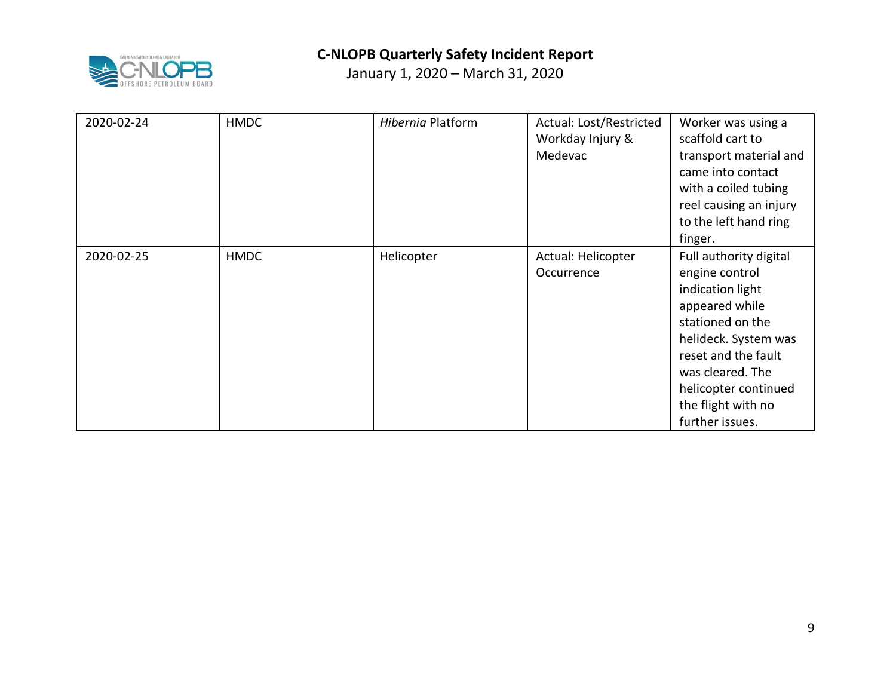| | | | | |
|---|---|---|---|---|
| 2020-02-24 | HMDC | *Hibernia* Platform | Actual: Lost/Restricted Workday Injury & Medevac | Worker was using a scaffold cart to transport material and came into contact with a coiled tubing reel causing an injury to the left hand ring finger. |
| 2020-02-25 | HMDC | Helicopter | Actual: Helicopter Occurrence | Full authority digital engine control indication light appeared while stationed on the helideck. System was reset and the fault was cleared. The helicopter continued the flight with no further issues. |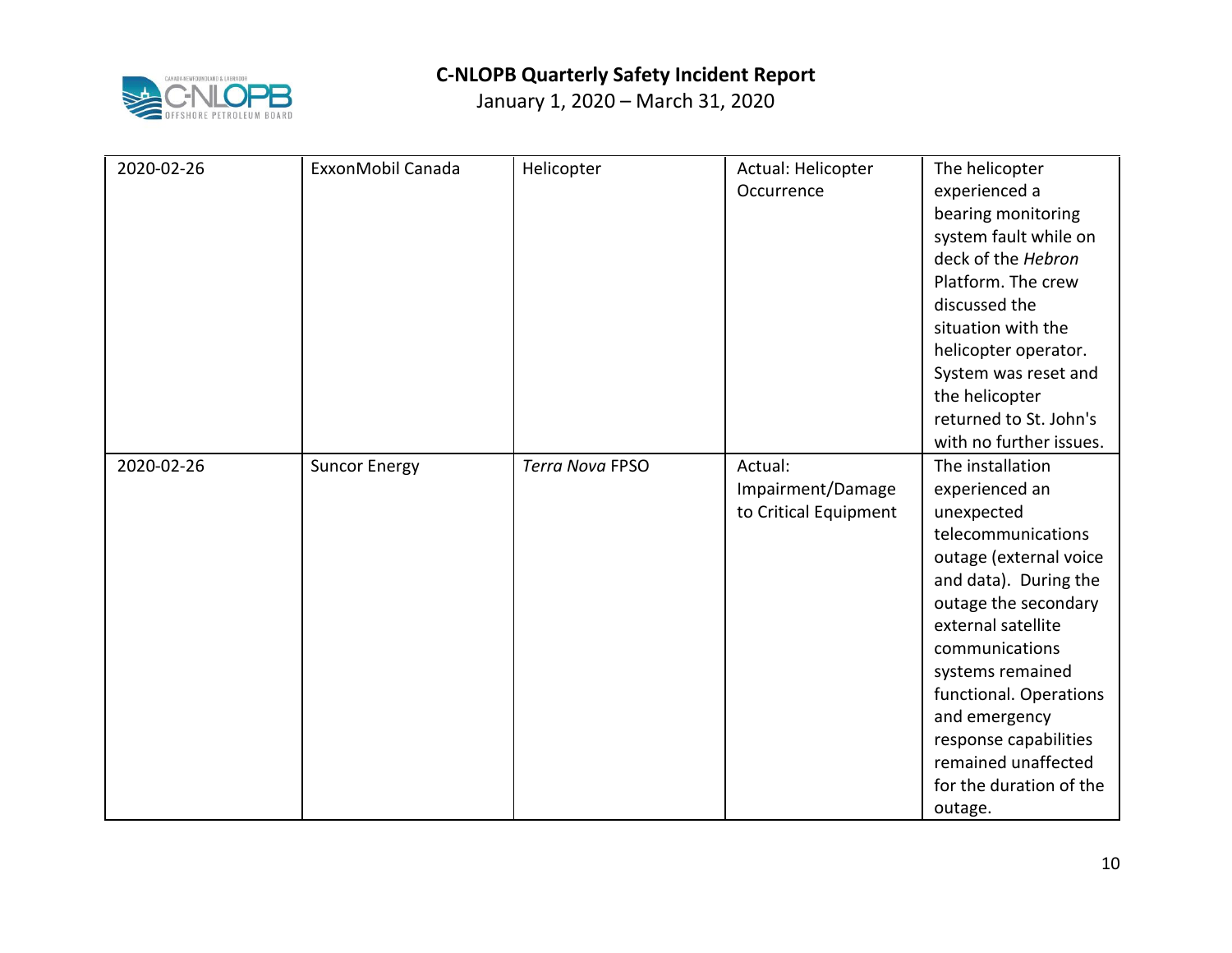| 2020-02-26 | ExxonMobil Canada | Helicopter | Actual: Helicopter Occurrence | The helicopter experienced a bearing monitoring system fault while on deck of the *Hebron* Platform. The crew discussed the situation with the helicopter operator. System was reset and the helicopter returned to St. John's with no further issues. |
|---|---|---|---|---|
| 2020-02-26 | Suncor Energy | *Terra Nova* FPSO | Actual: Impairment/Damage to Critical Equipment | The installation experienced an unexpected telecommunications outage (external voice and data). During the outage the secondary external satellite communications systems remained functional. Operations and emergency response capabilities remained unaffected for the duration of the outage. |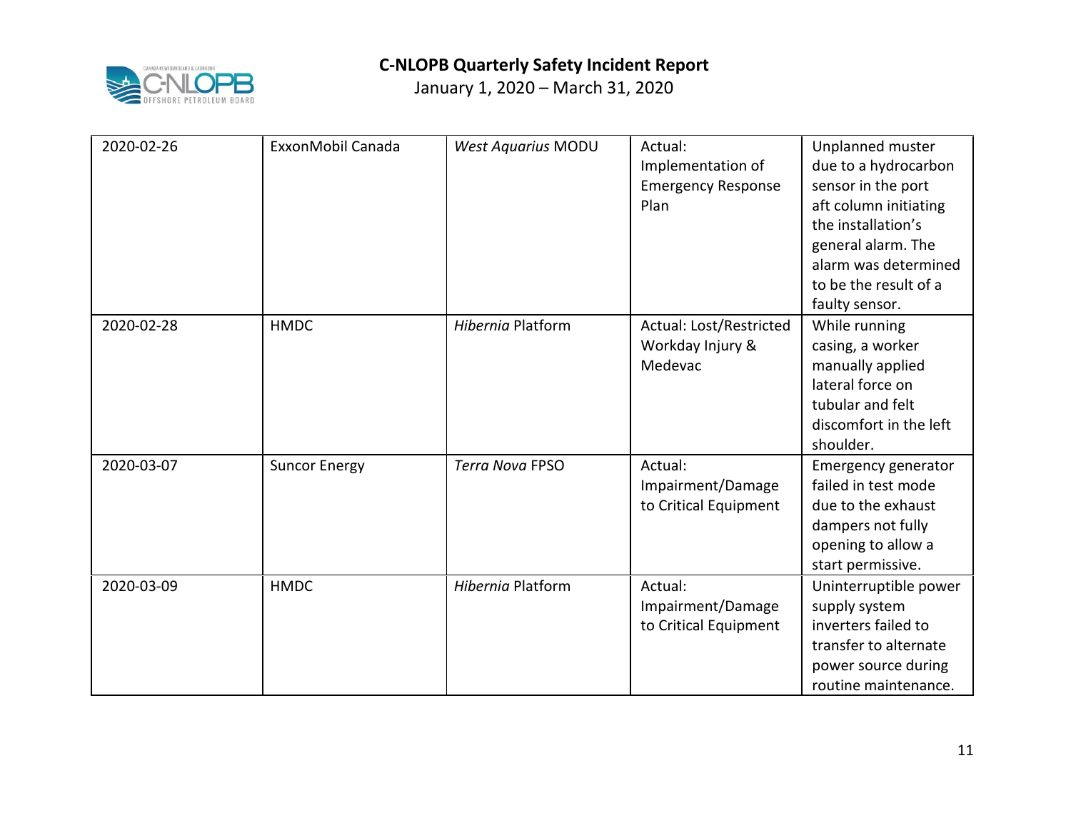| 2020-02-26 | ExxonMobil Canada | *West Aquarius* MODU | Actual: Implementation of Emergency Response Plan | Unplanned muster due to a hydrocarbon sensor in the port aft column initiating the installation's general alarm. The alarm was determined to be the result of a faulty sensor. |
|---|---|---|---|---|
| 2020-02-28 | HMDC | *Hibernia* Platform | Actual: Lost/Restricted Workday Injury & Medevac | While running casing, a worker manually applied lateral force on tubular and felt discomfort in the left shoulder. |
| 2020-03-07 | Suncor Energy | *Terra Nova* FPSO | Actual: Impairment/Damage to Critical Equipment | Emergency generator failed in test mode due to the exhaust dampers not fully opening to allow a start permissive. |
| 2020-03-09 | HMDC | *Hibernia* Platform | Actual: Impairment/Damage to Critical Equipment | Uninterruptible power supply system inverters failed to transfer to alternate power source during routine maintenance. |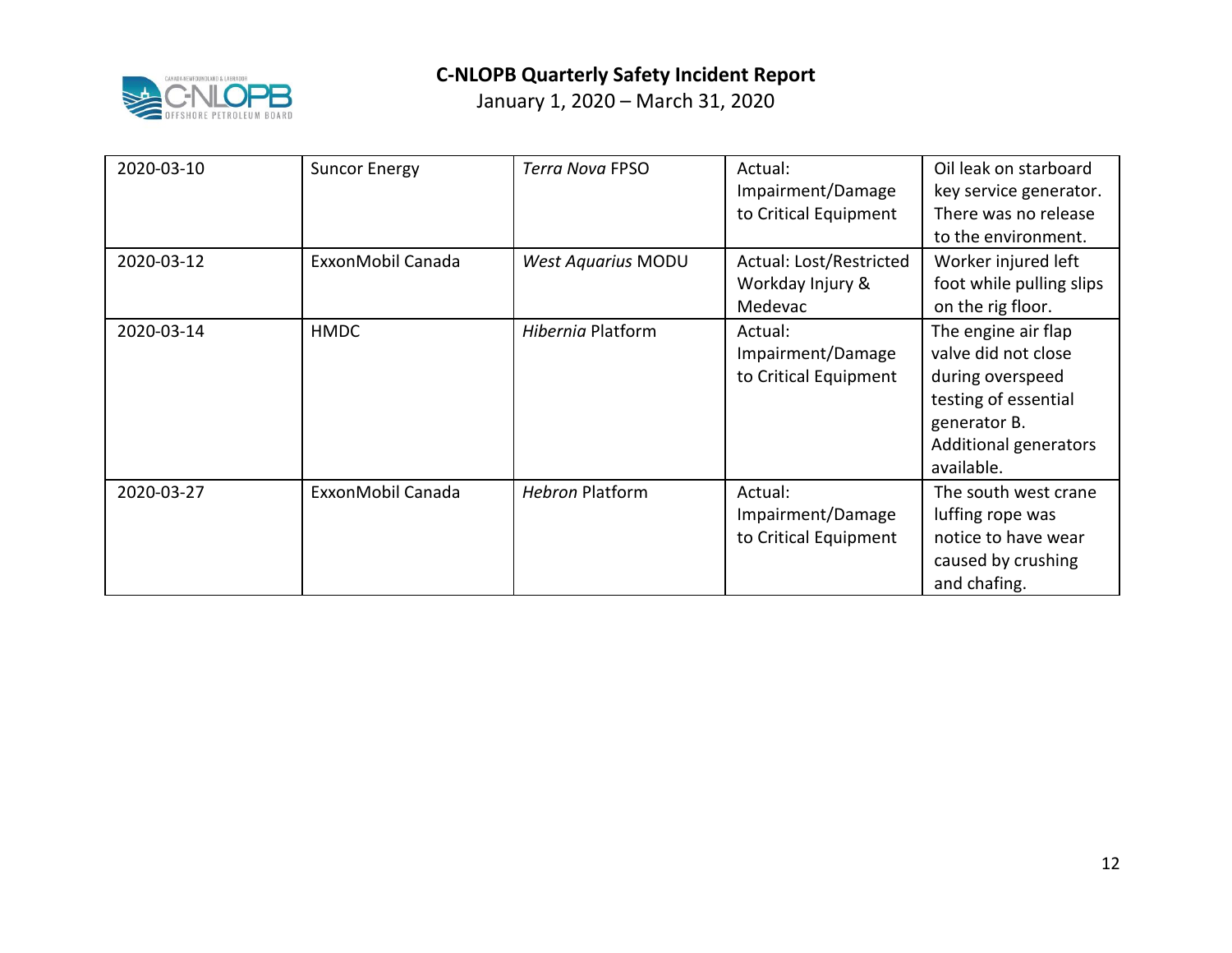| | | | | |
|---|---|---|---|---|
| 2020-03-10 | Suncor Energy | *Terra Nova* FPSO | Actual: Impairment/Damage to Critical Equipment | Oil leak on starboard key service generator. There was no release to the environment. |
| 2020-03-12 | ExxonMobil Canada | *West Aquarius* MODU | Actual: Lost/Restricted Workday Injury & Medevac | Worker injured left foot while pulling slips on the rig floor. |
| 2020-03-14 | HMDC | *Hibernia* Platform | Actual: Impairment/Damage to Critical Equipment | The engine air flap valve did not close during overspeed testing of essential generator B. Additional generators available. |
| 2020-03-27 | ExxonMobil Canada | *Hebron* Platform | Actual: Impairment/Damage to Critical Equipment | The south west crane luffing rope was notice to have wear caused by crushing and chafing. |